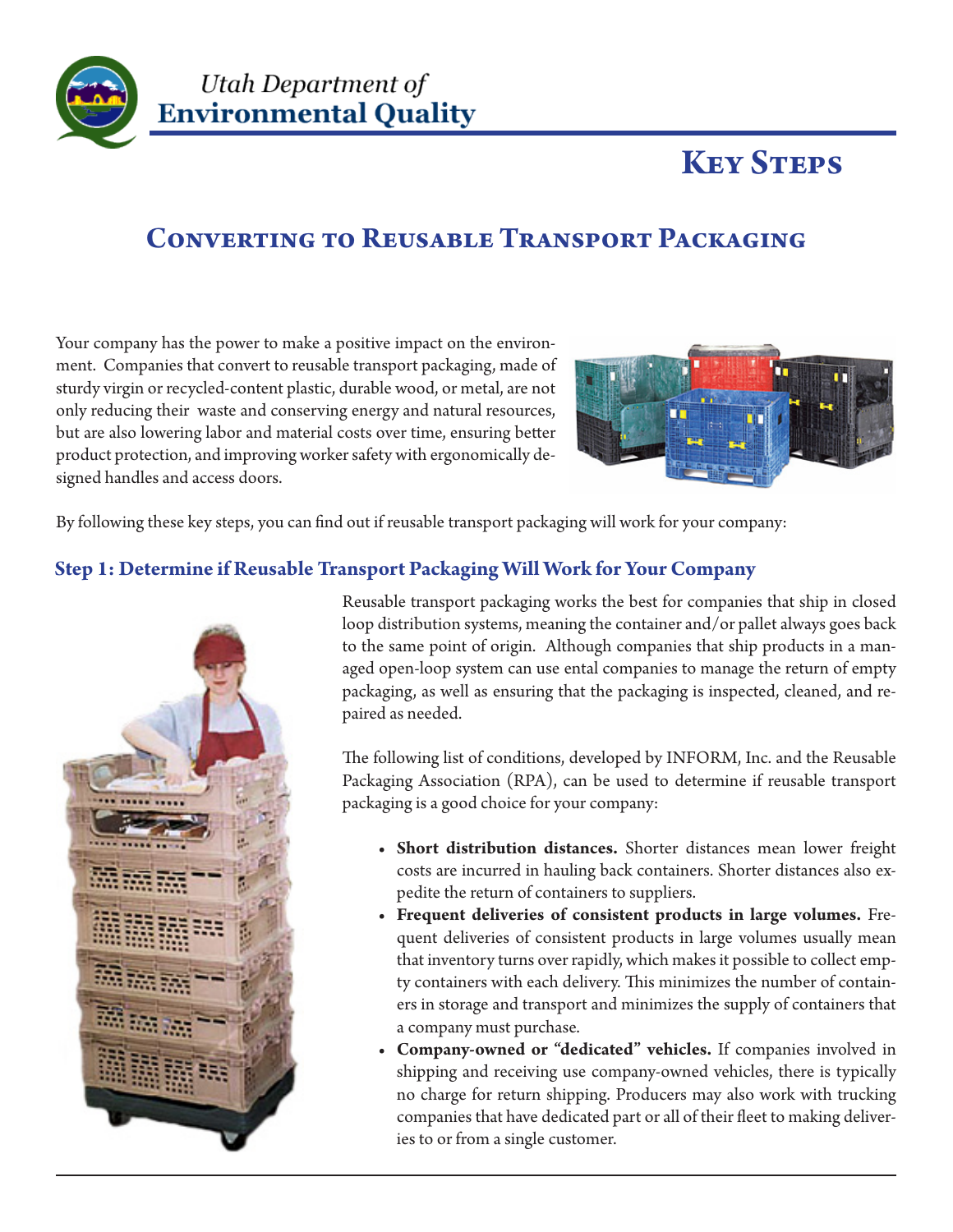Utah Department of
**Environmental Quality**

# Key Steps

## Converting to Reusable Transport Packaging

Your company has the power to make a positive impact on the environment. Companies that convert to reusable transport packaging, made of sturdy virgin or recycled-content plastic, durable wood, or metal, are not only reducing their waste and conserving energy and natural resources, but are also lowering labor and material costs over time, ensuring better product protection, and improving worker safety with ergonomically designed handles and access doors.

By following these key steps, you can find out if reusable transport packaging will work for your company:

### Step 1: Determine if Reusable Transport Packaging Will Work for Your Company

Reusable transport packaging works the best for companies that ship in closed loop distribution systems, meaning the container and/or pallet always goes back to the same point of origin. Although companies that ship products in a managed open-loop system can use ental companies to manage the return of empty packaging, as well as ensuring that the packaging is inspected, cleaned, and repaired as needed.

The following list of conditions, developed by INFORM, Inc. and the Reusable Packaging Association (RPA), can be used to determine if reusable transport packaging is a good choice for your company:

- **Short distribution distances.** Shorter distances mean lower freight costs are incurred in hauling back containers. Shorter distances also expedite the return of containers to suppliers.
- **Frequent deliveries of consistent products in large volumes.** Frequent deliveries of consistent products in large volumes usually mean that inventory turns over rapidly, which makes it possible to collect empty containers with each delivery. This minimizes the number of containers in storage and transport and minimizes the supply of containers that a company must purchase.
- **Company-owned or "dedicated" vehicles.** If companies involved in shipping and receiving use company-owned vehicles, there is typically no charge for return shipping. Producers may also work with trucking companies that have dedicated part or all of their fleet to making deliveries to or from a single customer.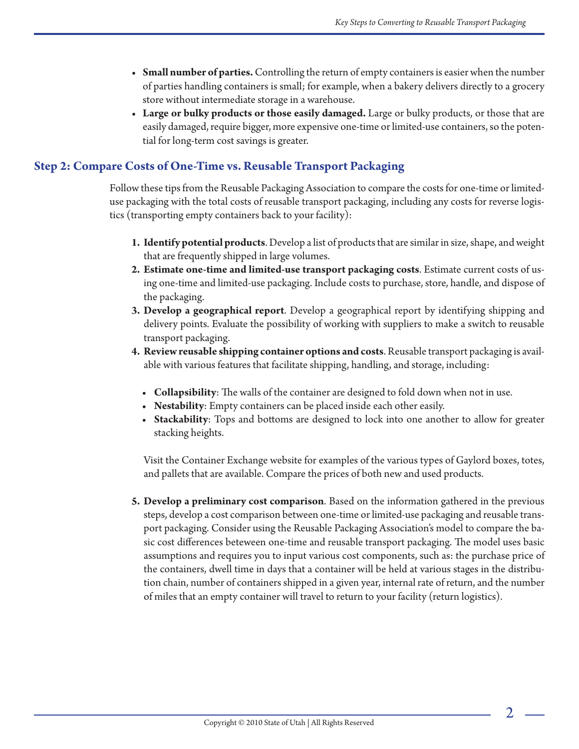- **Small number of parties.** Controlling the return of empty containers is easier when the number of parties handling containers is small; for example, when a bakery delivers directly to a grocery store without intermediate storage in a warehouse.
- **Large or bulky products or those easily damaged.** Large or bulky products, or those that are easily damaged, require bigger, more expensive one-time or limited-use containers, so the potential for long-term cost savings is greater.

## Step 2: Compare Costs of One-Time vs. Reusable Transport Packaging

Follow these tips from the Reusable Packaging Association to compare the costs for one-time or limited-use packaging with the total costs of reusable transport packaging, including any costs for reverse logistics (transporting empty containers back to your facility):

1. **Identify potential products**. Develop a list of products that are similar in size, shape, and weight that are frequently shipped in large volumes.
2. **Estimate one-time and limited-use transport packaging costs**. Estimate current costs of using one-time and limited-use packaging. Include costs to purchase, store, handle, and dispose of the packaging.
3. **Develop a geographical report**. Develop a geographical report by identifying shipping and delivery points. Evaluate the possibility of working with suppliers to make a switch to reusable transport packaging.
4. **Review reusable shipping container options and costs**. Reusable transport packaging is available with various features that facilitate shipping, handling, and storage, including:

   - **Collapsibility**: The walls of the container are designed to fold down when not in use.
   - **Nestability**: Empty containers can be placed inside each other easily.
   - **Stackability**: Tops and bottoms are designed to lock into one another to allow for greater stacking heights.

   Visit the Container Exchange website for examples of the various types of Gaylord boxes, totes, and pallets that are available. Compare the prices of both new and used products.

5. **Develop a preliminary cost comparison**. Based on the information gathered in the previous steps, develop a cost comparison between one-time or limited-use packaging and reusable transport packaging. Consider using the Reusable Packaging Association's model to compare the basic cost differences beteween one-time and reusable transport packaging. The model uses basic assumptions and requires you to input various cost components, such as: the purchase price of the containers, dwell time in days that a container will be held at various stages in the distribution chain, number of containers shipped in a given year, internal rate of return, and the number of miles that an empty container will travel to return to your facility (return logistics).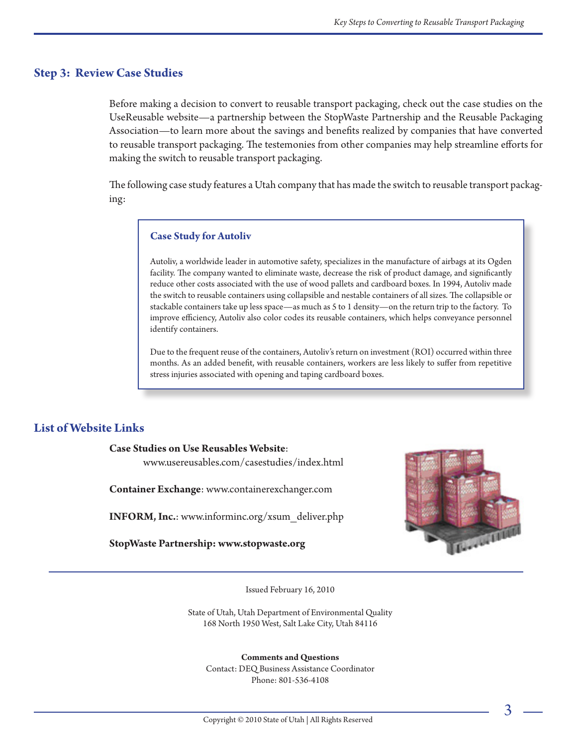## Step 3: Review Case Studies

Before making a decision to convert to reusable transport packaging, check out the case studies on the UseReusable website—a partnership between the StopWaste Partnership and the Reusable Packaging Association—to learn more about the savings and benefits realized by companies that have converted to reusable transport packaging. The testemonies from other companies may help streamline efforts for making the switch to reusable transport packaging.

The following case study features a Utah company that has made the switch to reusable transport packaging:

### Case Study for Autoliv

Autoliv, a worldwide leader in automotive safety, specializes in the manufacture of airbags at its Ogden facility. The company wanted to eliminate waste, decrease the risk of product damage, and significantly reduce other costs associated with the use of wood pallets and cardboard boxes. In 1994, Autoliv made the switch to reusable containers using collapsible and nestable containers of all sizes. The collapsible or stackable containers take up less space—as much as 5 to 1 density—on the return trip to the factory. To improve efficiency, Autoliv also color codes its reusable containers, which helps conveyance personnel identify containers.

Due to the frequent reuse of the containers, Autoliv's return on investment (ROI) occurred within three months. As an added benefit, with reusable containers, workers are less likely to suffer from repetitive stress injuries associated with opening and taping cardboard boxes.

## List of Website Links

**Case Studies on Use Reusables Website**: www.usereusables.com/casestudies/index.html

**Container Exchange**: www.containerexchanger.com

**INFORM, Inc.**: www.informinc.org/xsum_deliver.php

**StopWaste Partnership: www.stopwaste.org**

Issued February 16, 2010

State of Utah, Utah Department of Environmental Quality
168 North 1950 West, Salt Lake City, Utah 84116

**Comments and Questions**
Contact: DEQ Business Assistance Coordinator
Phone: 801-536-4108

Copyright © 2010 State of Utah | All Rights Reserved